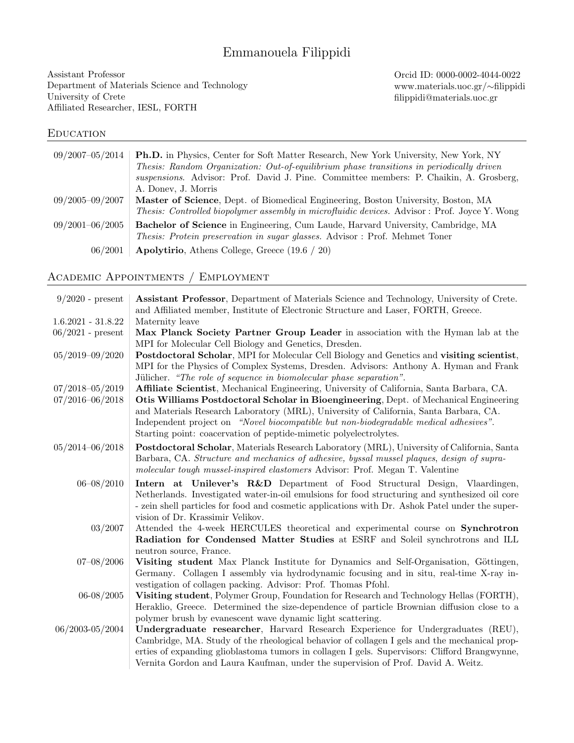# Emmanouela Filippidi

Assistant Professor
Department of Materials Science and Technology
University of Crete
Affiliated Researcher, IESL, FORTH

Orcid ID: 0000-0002-4044-0022
www.materials.uoc.gr/∼filippidi
filippidi@materials.uoc.gr

## Education

| | |
|---|---|
| 09/2007–05/2014 | **Ph.D.** in Physics, Center for Soft Matter Research, New York University, New York, NY *Thesis: Random Organization: Out-of-equilibrium phase transitions in periodically driven suspensions*. Advisor: Prof. David J. Pine. Committee members: P. Chaikin, A. Grosberg, A. Donev, J. Morris |
| 09/2005–09/2007 | **Master of Science**, Dept. of Biomedical Engineering, Boston University, Boston, MA *Thesis: Controlled biopolymer assembly in microfluidic devices.* Advisor : Prof. Joyce Y. Wong |
| 09/2001–06/2005 | **Bachelor of Science** in Engineering, Cum Laude, Harvard University, Cambridge, MA *Thesis: Protein preservation in sugar glasses.* Advisor : Prof. Mehmet Toner |
| 06/2001 | **Apolytirio**, Athens College, Greece (19.6 / 20) |

## Academic Appointments / Employment

| | |
|---|---|
| 9/2020 - present | **Assistant Professor**, Department of Materials Science and Technology, University of Crete. and Affiliated member, Institute of Electronic Structure and Laser, FORTH, Greece. |
| 1.6.2021 - 31.8.22 | Maternity leave |
| 06/2021 - present | **Max Planck Society Partner Group Leader** in association with the Hyman lab at the MPI for Molecular Cell Biology and Genetics, Dresden. |
| 05/2019–09/2020 | **Postdoctoral Scholar**, MPI for Molecular Cell Biology and Genetics and **visiting scientist**, MPI for the Physics of Complex Systems, Dresden. Advisors: Anthony A. Hyman and Frank Jülicher. *"The role of sequence in biomolecular phase separation"*. |
| 07/2018–05/2019 | **Affiliate Scientist**, Mechanical Engineering, University of California, Santa Barbara, CA. |
| 07/2016–06/2018 | **Otis Williams Postdoctoral Scholar in Bioengineering**, Dept. of Mechanical Engineering and Materials Research Laboratory (MRL), University of California, Santa Barbara, CA. Independent project on *"Novel biocompatible but non-biodegradable medical adhesives"*. Starting point: coacervation of peptide-mimetic polyelectrolytes. |
| 05/2014–06/2018 | **Postdoctoral Scholar**, Materials Research Laboratory (MRL), University of California, Santa Barbara, CA. *Structure and mechanics of adhesive, byssal mussel plaques, design of supramolecular tough mussel-inspired elastomers* Advisor: Prof. Megan T. Valentine |
| 06–08/2010 | **Intern at Unilever's R&D** Department of Food Structural Design, Vlaardingen, Netherlands. Investigated water-in-oil emulsions for food structuring and synthesized oil core - zein shell particles for food and cosmetic applications with Dr. Ashok Patel under the supervision of Dr. Krassimir Velikov. |
| 03/2007 | Attended the 4-week HERCULES theoretical and experimental course on **Synchrotron Radiation for Condensed Matter Studies** at ESRF and Soleil synchrotrons and ILL neutron source, France. |
| 07–08/2006 | **Visiting student** Max Planck Institute for Dynamics and Self-Organisation, Göttingen, Germany. Collagen I assembly via hydrodynamic focusing and in situ, real-time X-ray investigation of collagen packing. Advisor: Prof. Thomas Pfohl. |
| 06-08/2005 | **Visiting student**, Polymer Group, Foundation for Research and Technology Hellas (FORTH), Heraklio, Greece. Determined the size-dependence of particle Brownian diffusion close to a polymer brush by evanescent wave dynamic light scattering. |
| 06/2003-05/2004 | **Undergraduate researcher**, Harvard Research Experience for Undergraduates (REU), Cambridge, MA. Study of the rheological behavior of collagen I gels and the mechanical properties of expanding glioblastoma tumors in collagen I gels. Supervisors: Clifford Brangwynne, Vernita Gordon and Laura Kaufman, under the supervision of Prof. David A. Weitz. |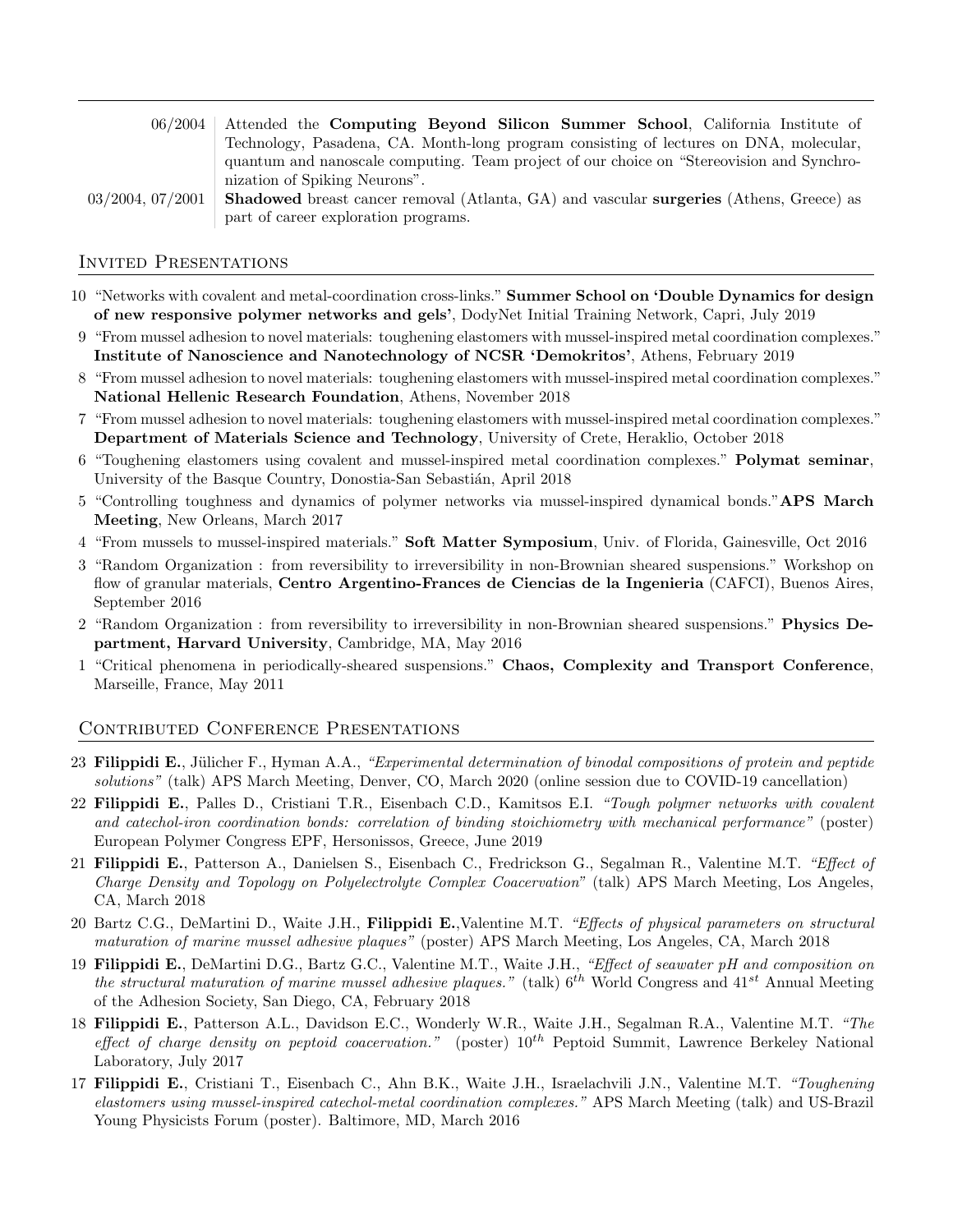| | |
|---|---|
| 06/2004 | Attended the **Computing Beyond Silicon Summer School**, California Institute of Technology, Pasadena, CA. Month-long program consisting of lectures on DNA, molecular, quantum and nanoscale computing. Team project of our choice on "Stereovision and Synchronization of Spiking Neurons". |
| 03/2004, 07/2001 | **Shadowed** breast cancer removal (Atlanta, GA) and vascular **surgeries** (Athens, Greece) as part of career exploration programs. |

## Invited Presentations

10 "Networks with covalent and metal-coordination cross-links." **Summer School on 'Double Dynamics for design of new responsive polymer networks and gels'**, DodyNet Initial Training Network, Capri, July 2019

9 "From mussel adhesion to novel materials: toughening elastomers with mussel-inspired metal coordination complexes." **Institute of Nanoscience and Nanotechnology of NCSR 'Demokritos'**, Athens, February 2019

8 "From mussel adhesion to novel materials: toughening elastomers with mussel-inspired metal coordination complexes." **National Hellenic Research Foundation**, Athens, November 2018

7 "From mussel adhesion to novel materials: toughening elastomers with mussel-inspired metal coordination complexes." **Department of Materials Science and Technology**, University of Crete, Heraklio, October 2018

6 "Toughening elastomers using covalent and mussel-inspired metal coordination complexes." **Polymat seminar**, University of the Basque Country, Donostia-San Sebastián, April 2018

5 "Controlling toughness and dynamics of polymer networks via mussel-inspired dynamical bonds."**APS March Meeting**, New Orleans, March 2017

4 "From mussels to mussel-inspired materials." **Soft Matter Symposium**, Univ. of Florida, Gainesville, Oct 2016

3 "Random Organization : from reversibility to irreversibility in non-Brownian sheared suspensions." Workshop on flow of granular materials, **Centro Argentino-Frances de Ciencias de la Ingenieria** (CAFCI), Buenos Aires, September 2016

2 "Random Organization : from reversibility to irreversibility in non-Brownian sheared suspensions." **Physics Department, Harvard University**, Cambridge, MA, May 2016

1 "Critical phenomena in periodically-sheared suspensions." **Chaos, Complexity and Transport Conference**, Marseille, France, May 2011

## Contributed Conference Presentations

23 **Filippidi E.**, Jülicher F., Hyman A.A., *"Experimental determination of binodal compositions of protein and peptide solutions"* (talk) APS March Meeting, Denver, CO, March 2020 (online session due to COVID-19 cancellation)

22 **Filippidi E.**, Palles D., Cristiani T.R., Eisenbach C.D., Kamitsos E.I. *"Tough polymer networks with covalent and catechol-iron coordination bonds: correlation of binding stoichiometry with mechanical performance"* (poster) European Polymer Congress EPF, Hersonissos, Greece, June 2019

21 **Filippidi E.**, Patterson A., Danielsen S., Eisenbach C., Fredrickson G., Segalman R., Valentine M.T. *"Effect of Charge Density and Topology on Polyelectrolyte Complex Coacervation"* (talk) APS March Meeting, Los Angeles, CA, March 2018

20 Bartz C.G., DeMartini D., Waite J.H., **Filippidi E.**,Valentine M.T. *"Effects of physical parameters on structural maturation of marine mussel adhesive plaques"* (poster) APS March Meeting, Los Angeles, CA, March 2018

19 **Filippidi E.**, DeMartini D.G., Bartz G.C., Valentine M.T., Waite J.H., *"Effect of seawater pH and composition on the structural maturation of marine mussel adhesive plaques."* (talk) 6$^{th}$ World Congress and 41$^{st}$ Annual Meeting of the Adhesion Society, San Diego, CA, February 2018

18 **Filippidi E.**, Patterson A.L., Davidson E.C., Wonderly W.R., Waite J.H., Segalman R.A., Valentine M.T. *"The effect of charge density on peptoid coacervation."* (poster) 10$^{th}$ Peptoid Summit, Lawrence Berkeley National Laboratory, July 2017

17 **Filippidi E.**, Cristiani T., Eisenbach C., Ahn B.K., Waite J.H., Israelachvili J.N., Valentine M.T. *"Toughening elastomers using mussel-inspired catechol-metal coordination complexes."* APS March Meeting (talk) and US-Brazil Young Physicists Forum (poster). Baltimore, MD, March 2016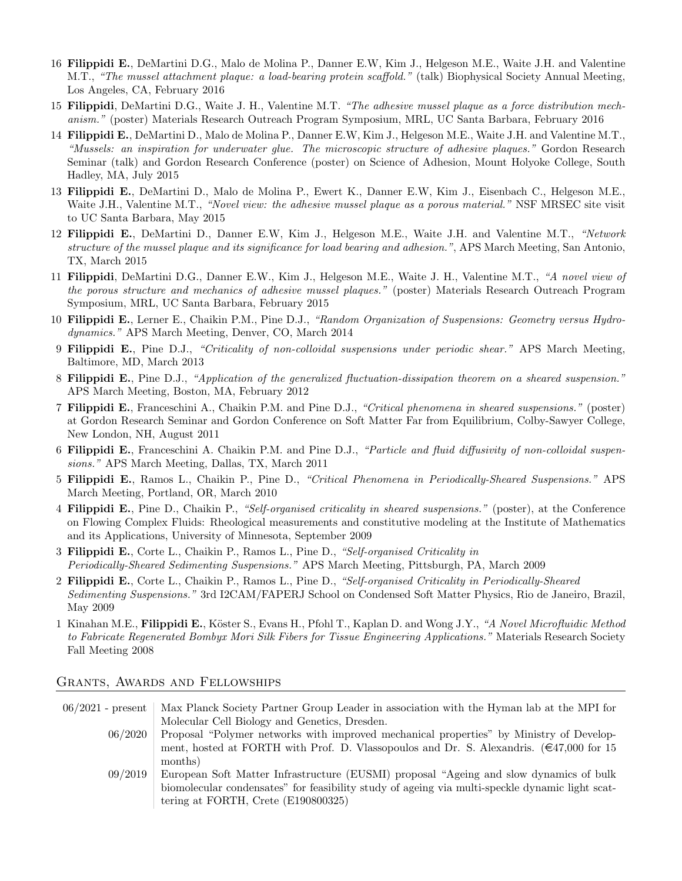16 **Filippidi E.**, DeMartini D.G., Malo de Molina P., Danner E.W, Kim J., Helgeson M.E., Waite J.H. and Valentine M.T., *"The mussel attachment plaque: a load-bearing protein scaffold."* (talk) Biophysical Society Annual Meeting, Los Angeles, CA, February 2016

15 **Filippidi**, DeMartini D.G., Waite J. H., Valentine M.T. *"The adhesive mussel plaque as a force distribution mechanism."* (poster) Materials Research Outreach Program Symposium, MRL, UC Santa Barbara, February 2016

14 **Filippidi E.**, DeMartini D., Malo de Molina P., Danner E.W, Kim J., Helgeson M.E., Waite J.H. and Valentine M.T., *"Mussels: an inspiration for underwater glue. The microscopic structure of adhesive plaques."* Gordon Research Seminar (talk) and Gordon Research Conference (poster) on Science of Adhesion, Mount Holyoke College, South Hadley, MA, July 2015

13 **Filippidi E.**, DeMartini D., Malo de Molina P., Ewert K., Danner E.W, Kim J., Eisenbach C., Helgeson M.E., Waite J.H., Valentine M.T., *"Novel view: the adhesive mussel plaque as a porous material."* NSF MRSEC site visit to UC Santa Barbara, May 2015

12 **Filippidi E.**, DeMartini D., Danner E.W, Kim J., Helgeson M.E., Waite J.H. and Valentine M.T., *"Network structure of the mussel plaque and its significance for load bearing and adhesion."*, APS March Meeting, San Antonio, TX, March 2015

11 **Filippidi**, DeMartini D.G., Danner E.W., Kim J., Helgeson M.E., Waite J. H., Valentine M.T., *"A novel view of the porous structure and mechanics of adhesive mussel plaques."* (poster) Materials Research Outreach Program Symposium, MRL, UC Santa Barbara, February 2015

10 **Filippidi E.**, Lerner E., Chaikin P.M., Pine D.J., *"Random Organization of Suspensions: Geometry versus Hydrodynamics."* APS March Meeting, Denver, CO, March 2014

9 **Filippidi E.**, Pine D.J., *"Criticality of non-colloidal suspensions under periodic shear."* APS March Meeting, Baltimore, MD, March 2013

8 **Filippidi E.**, Pine D.J., *"Application of the generalized fluctuation-dissipation theorem on a sheared suspension."* APS March Meeting, Boston, MA, February 2012

7 **Filippidi E.**, Franceschini A., Chaikin P.M. and Pine D.J., *"Critical phenomena in sheared suspensions."* (poster) at Gordon Research Seminar and Gordon Conference on Soft Matter Far from Equilibrium, Colby-Sawyer College, New London, NH, August 2011

6 **Filippidi E.**, Franceschini A. Chaikin P.M. and Pine D.J., *"Particle and fluid diffusivity of non-colloidal suspensions."* APS March Meeting, Dallas, TX, March 2011

5 **Filippidi E.**, Ramos L., Chaikin P., Pine D., *"Critical Phenomena in Periodically-Sheared Suspensions."* APS March Meeting, Portland, OR, March 2010

4 **Filippidi E.**, Pine D., Chaikin P., *"Self-organised criticality in sheared suspensions."* (poster), at the Conference on Flowing Complex Fluids: Rheological measurements and constitutive modeling at the Institute of Mathematics and its Applications, University of Minnesota, September 2009

3 **Filippidi E.**, Corte L., Chaikin P., Ramos L., Pine D., *"Self-organised Criticality in Periodically-Sheared Sedimenting Suspensions."* APS March Meeting, Pittsburgh, PA, March 2009

2 **Filippidi E.**, Corte L., Chaikin P., Ramos L., Pine D., *"Self-organised Criticality in Periodically-Sheared Sedimenting Suspensions."* 3rd I2CAM/FAPERJ School on Condensed Soft Matter Physics, Rio de Janeiro, Brazil, May 2009

1 Kinahan M.E., **Filippidi E.**, Köster S., Evans H., Pfohl T., Kaplan D. and Wong J.Y., *"A Novel Microfluidic Method to Fabricate Regenerated Bombyx Mori Silk Fibers for Tissue Engineering Applications."* Materials Research Society Fall Meeting 2008

## Grants, Awards and Fellowships

| | |
|---|---|
| 06/2021 - present | Max Planck Society Partner Group Leader in association with the Hyman lab at the MPI for Molecular Cell Biology and Genetics, Dresden. |
| 06/2020 | Proposal "Polymer networks with improved mechanical properties" by Ministry of Development, hosted at FORTH with Prof. D. Vlassopoulos and Dr. S. Alexandris. (€47,000 for 15 months) |
| 09/2019 | European Soft Matter Infrastructure (EUSMI) proposal "Ageing and slow dynamics of bulk biomolecular condensates" for feasibility study of ageing via multi-speckle dynamic light scattering at FORTH, Crete (E190800325) |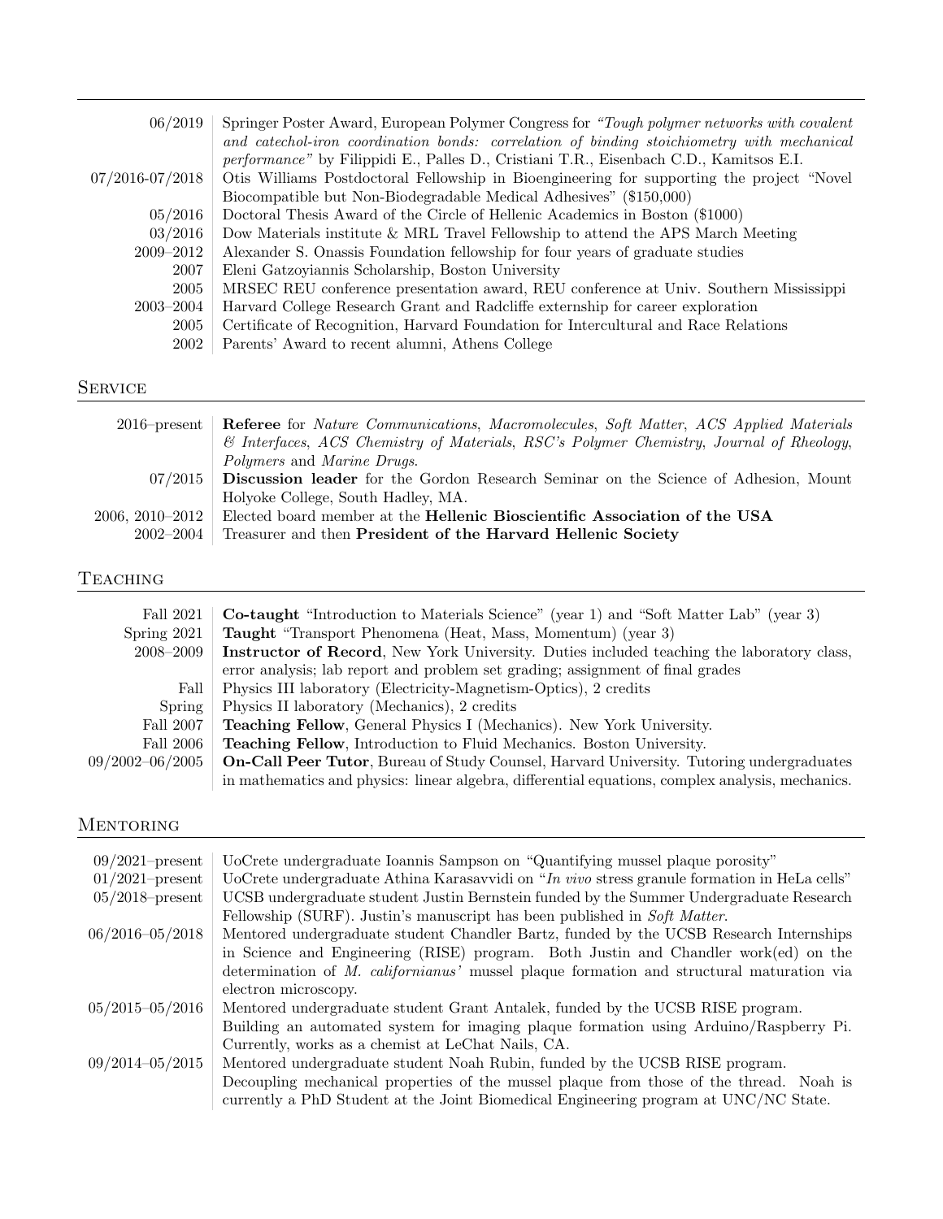| | |
|---|---|
| 06/2019 | Springer Poster Award, European Polymer Congress for *"Tough polymer networks with covalent and catechol-iron coordination bonds: correlation of binding stoichiometry with mechanical performance"* by Filippidi E., Palles D., Cristiani T.R., Eisenbach C.D., Kamitsos E.I. |
| 07/2016-07/2018 | Otis Williams Postdoctoral Fellowship in Bioengineering for supporting the project "Novel Biocompatible but Non-Biodegradable Medical Adhesives" ($150,000) |
| 05/2016 | Doctoral Thesis Award of the Circle of Hellenic Academics in Boston ($1000) |
| 03/2016 | Dow Materials institute & MRL Travel Fellowship to attend the APS March Meeting |
| 2009–2012 | Alexander S. Onassis Foundation fellowship for four years of graduate studies |
| 2007 | Eleni Gatzoyiannis Scholarship, Boston University |
| 2005 | MRSEC REU conference presentation award, REU conference at Univ. Southern Mississippi |
| 2003–2004 | Harvard College Research Grant and Radcliffe externship for career exploration |
| 2005 | Certificate of Recognition, Harvard Foundation for Intercultural and Race Relations |
| 2002 | Parents' Award to recent alumni, Athens College |

## Service

| | |
|---|---|
| 2016–present | **Referee** for *Nature Communications*, *Macromolecules*, *Soft Matter*, *ACS Applied Materials & Interfaces*, *ACS Chemistry of Materials*, *RSC's Polymer Chemistry*, *Journal of Rheology*, *Polymers* and *Marine Drugs*. |
| 07/2015 | **Discussion leader** for the Gordon Research Seminar on the Science of Adhesion, Mount Holyoke College, South Hadley, MA. |
| 2006, 2010–2012 | Elected board member at the **Hellenic Bioscientific Association of the USA** |
| 2002–2004 | Treasurer and then **President of the Harvard Hellenic Society** |

## Teaching

| | |
|---|---|
| Fall 2021 | **Co-taught** "Introduction to Materials Science" (year 1) and "Soft Matter Lab" (year 3) |
| Spring 2021 | **Taught** "Transport Phenomena (Heat, Mass, Momentum) (year 3) |
| 2008–2009 | **Instructor of Record**, New York University. Duties included teaching the laboratory class, error analysis; lab report and problem set grading; assignment of final grades |
| Fall | Physics III laboratory (Electricity-Magnetism-Optics), 2 credits |
| Spring | Physics II laboratory (Mechanics), 2 credits |
| Fall 2007 | **Teaching Fellow**, General Physics I (Mechanics). New York University. |
| Fall 2006 | **Teaching Fellow**, Introduction to Fluid Mechanics. Boston University. |
| 09/2002–06/2005 | **On-Call Peer Tutor**, Bureau of Study Counsel, Harvard University. Tutoring undergraduates in mathematics and physics: linear algebra, differential equations, complex analysis, mechanics. |

## Mentoring

| | |
|---|---|
| 09/2021–present | UoCrete undergraduate Ioannis Sampson on "Quantifying mussel plaque porosity" |
| 01/2021–present | UoCrete undergraduate Athina Karasavvidi on "*In vivo* stress granule formation in HeLa cells" |
| 05/2018–present | UCSB undergraduate student Justin Bernstein funded by the Summer Undergraduate Research Fellowship (SURF). Justin's manuscript has been published in *Soft Matter*. |
| 06/2016–05/2018 | Mentored undergraduate student Chandler Bartz, funded by the UCSB Research Internships in Science and Engineering (RISE) program. Both Justin and Chandler work(ed) on the determination of *M. californianus'* mussel plaque formation and structural maturation via electron microscopy. |
| 05/2015–05/2016 | Mentored undergraduate student Grant Antalek, funded by the UCSB RISE program. Building an automated system for imaging plaque formation using Arduino/Raspberry Pi. Currently, works as a chemist at LeChat Nails, CA. |
| 09/2014–05/2015 | Mentored undergraduate student Noah Rubin, funded by the UCSB RISE program. Decoupling mechanical properties of the mussel plaque from those of the thread. Noah is currently a PhD Student at the Joint Biomedical Engineering program at UNC/NC State. |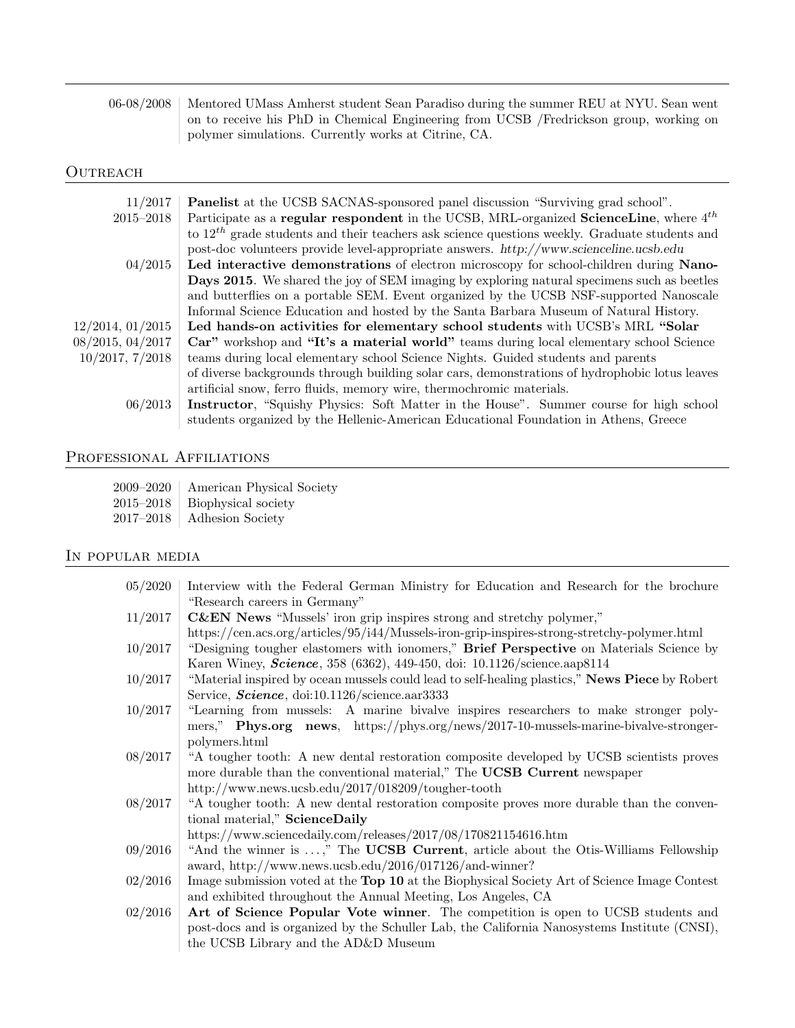06-08/2008 — Mentored UMass Amherst student Sean Paradiso during the summer REU at NYU. Sean went on to receive his PhD in Chemical Engineering from UCSB /Fredrickson group, working on polymer simulations. Currently works at Citrine, CA.

## Outreach

11/2017 — **Panelist** at the UCSB SACNAS-sponsored panel discussion "Surviving grad school".

2015–2018 — Participate as a **regular respondent** in the UCSB, MRL-organized **ScienceLine**, where $4^{th}$ to $12^{th}$ grade students and their teachers ask science questions weekly. Graduate students and post-doc volunteers provide level-appropriate answers. *http://www.scienceline.ucsb.edu*

04/2015 — **Led interactive demonstrations** of electron microscopy for school-children during **Nano-Days 2015**. We shared the joy of SEM imaging by exploring natural specimens such as beetles and butterflies on a portable SEM. Event organized by the UCSB NSF-supported Nanoscale Informal Science Education and hosted by the Santa Barbara Museum of Natural History.

12/2014, 01/2015, 08/2015, 04/2017, 10/2017, 7/2018 — **Led hands-on activities for elementary school students** with UCSB's MRL **"Solar Car"** workshop and **"It's a material world"** teams during local elementary school Science teams during local elementary school Science Nights. Guided students and parents of diverse backgrounds through building solar cars, demonstrations of hydrophobic lotus leaves artificial snow, ferro fluids, memory wire, thermochromic materials.

06/2013 — **Instructor**, "Squishy Physics: Soft Matter in the House". Summer course for high school students organized by the Hellenic-American Educational Foundation in Athens, Greece

## Professional Affiliations

2009–2020 — American Physical Society

2015–2018 — Biophysical society

2017–2018 — Adhesion Society

## In popular media

05/2020 — Interview with the Federal German Ministry for Education and Research for the brochure "Research careers in Germany"

11/2017 — **C&EN News** "Mussels' iron grip inspires strong and stretchy polymer," https://cen.acs.org/articles/95/i44/Mussels-iron-grip-inspires-strong-stretchy-polymer.html

10/2017 — "Designing tougher elastomers with ionomers," **Brief Perspective** on Materials Science by Karen Winey, ***Science***, 358 (6362), 449-450, doi: 10.1126/science.aap8114

10/2017 — "Material inspired by ocean mussels could lead to self-healing plastics," **News Piece** by Robert Service, ***Science***, doi:10.1126/science.aar3333

10/2017 — "Learning from mussels: A marine bivalve inspires researchers to make stronger polymers," **Phys.org news**, https://phys.org/news/2017-10-mussels-marine-bivalve-stronger-polymers.html

08/2017 — "A tougher tooth: A new dental restoration composite developed by UCSB scientists proves more durable than the conventional material," The **UCSB Current** newspaper http://www.news.ucsb.edu/2017/018209/tougher-tooth

08/2017 — "A tougher tooth: A new dental restoration composite proves more durable than the conventional material," **ScienceDaily** https://www.sciencedaily.com/releases/2017/08/170821154616.htm

09/2016 — "And the winner is ...," The **UCSB Current**, article about the Otis-Williams Fellowship award, http://www.news.ucsb.edu/2016/017126/and-winner?

02/2016 — Image submission voted at the **Top 10** at the Biophysical Society Art of Science Image Contest and exhibited throughout the Annual Meeting, Los Angeles, CA

02/2016 — **Art of Science Popular Vote winner**. The competition is open to UCSB students and post-docs and is organized by the Schuller Lab, the California Nanosystems Institute (CNSI), the UCSB Library and the AD&D Museum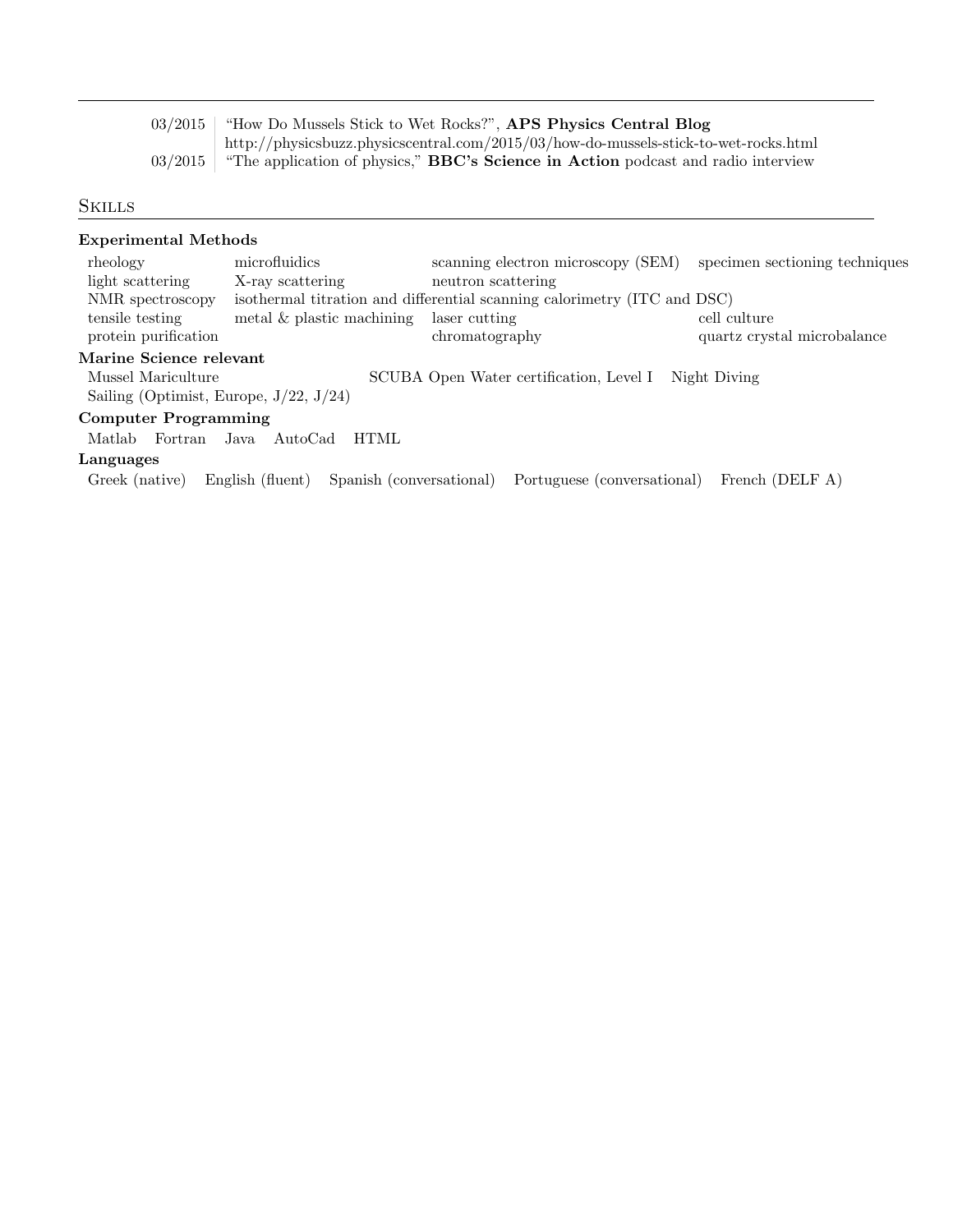| | |
|---|---|
| 03/2015 | "How Do Mussels Stick to Wet Rocks?", **APS Physics Central Blog** http://physicsbuzz.physicscentral.com/2015/03/how-do-mussels-stick-to-wet-rocks.html |
| 03/2015 | "The application of physics," **BBC's Science in Action** podcast and radio interview |

## Skills

**Experimental Methods**

| | | | |
|---|---|---|---|
| rheology | microfluidics | scanning electron microscopy (SEM) | specimen sectioning techniques |
| light scattering | X-ray scattering | neutron scattering | |
| NMR spectroscopy | isothermal titration and differential scanning calorimetry (ITC and DSC) | | |
| tensile testing | metal & plastic machining | laser cutting | cell culture |
| protein purification | | chromatography | quartz crystal microbalance |

**Marine Science relevant**

Mussel Mariculture    SCUBA Open Water certification, Level I    Night Diving
Sailing (Optimist, Europe, J/22, J/24)

**Computer Programming**

Matlab    Fortran    Java    AutoCad    HTML

**Languages**

Greek (native)    English (fluent)    Spanish (conversational)    Portuguese (conversational)    French (DELF A)